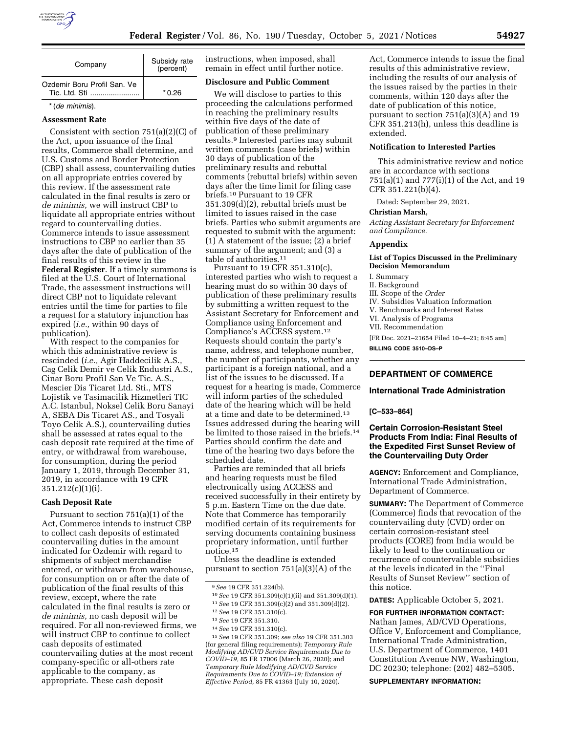| Company | Subsidy rate (percent) |
| --- | --- |
| Ozdemir Boru Profil San. Ve Tic. Ltd. Sti | * 0.26 |

* (*de minimis*).

### Assessment Rate

Consistent with section 751(a)(2)(C) of the Act, upon issuance of the final results, Commerce shall determine, and U.S. Customs and Border Protection (CBP) shall assess, countervailing duties on all appropriate entries covered by this review. If the assessment rate calculated in the final results is zero or *de minimis,* we will instruct CBP to liquidate all appropriate entries without regard to countervailing duties. Commerce intends to issue assessment instructions to CBP no earlier than 35 days after the date of publication of the final results of this review in the **Federal Register**. If a timely summons is filed at the U.S. Court of International Trade, the assessment instructions will direct CBP not to liquidate relevant entries until the time for parties to file a request for a statutory injunction has expired (*i.e.,* within 90 days of publication).

With respect to the companies for which this administrative review is rescinded (*i.e.,* Agir Haddecilik A.S., Cag Celik Demir ve Celik Endustri A.S., Cinar Boru Profil San Ve Tic. A.S., Mescier Dis Ticaret Ltd. Sti., MTS Lojistik ve Tasimacilik Hizmetleri TIC A.C. Istanbul, Noksel Celik Boru Sanayi A, SEBA Dis Ticaret AS., and Tosyali Toyo Celik A.S.), countervailing duties shall be assessed at rates equal to the cash deposit rate required at the time of entry, or withdrawal from warehouse, for consumption, during the period January 1, 2019, through December 31, 2019, in accordance with 19 CFR 351.212(c)(1)(i).

### Cash Deposit Rate

Pursuant to section 751(a)(1) of the Act, Commerce intends to instruct CBP to collect cash deposits of estimated countervailing duties in the amount indicated for Ozdemir with regard to shipments of subject merchandise entered, or withdrawn from warehouse, for consumption on or after the date of publication of the final results of this review, except, where the rate calculated in the final results is zero or *de minimis,* no cash deposit will be required. For all non-reviewed firms, we will instruct CBP to continue to collect cash deposits of estimated countervailing duties at the most recent company-specific or all-others rate applicable to the company, as appropriate. These cash deposit instructions, when imposed, shall remain in effect until further notice.

### Disclosure and Public Comment

We will disclose to parties to this proceeding the calculations performed in reaching the preliminary results within five days of the date of publication of these preliminary results.[9] Interested parties may submit written comments (case briefs) within 30 days of publication of the preliminary results and rebuttal comments (rebuttal briefs) within seven days after the time limit for filing case briefs.[10] Pursuant to 19 CFR 351.309(d)(2), rebuttal briefs must be limited to issues raised in the case briefs. Parties who submit arguments are requested to submit with the argument: (1) A statement of the issue; (2) a brief summary of the argument; and (3) a table of authorities.[11]

Pursuant to 19 CFR 351.310(c), interested parties who wish to request a hearing must do so within 30 days of publication of these preliminary results by submitting a written request to the Assistant Secretary for Enforcement and Compliance using Enforcement and Compliance's ACCESS system.[12] Requests should contain the party's name, address, and telephone number, the number of participants, whether any participant is a foreign national, and a list of the issues to be discussed. If a request for a hearing is made, Commerce will inform parties of the scheduled date of the hearing which will be held at a time and date to be determined.[13] Issues addressed during the hearing will be limited to those raised in the briefs.[14] Parties should confirm the date and time of the hearing two days before the scheduled date.

Parties are reminded that all briefs and hearing requests must be filed electronically using ACCESS and received successfully in their entirety by 5 p.m. Eastern Time on the due date. Note that Commerce has temporarily modified certain of its requirements for serving documents containing business proprietary information, until further notice.[15]

Unless the deadline is extended pursuant to section 751(a)(3)(A) of the Act, Commerce intends to issue the final results of this administrative review, including the results of our analysis of the issues raised by the parties in their comments, within 120 days after the date of publication of this notice, pursuant to section 751(a)(3)(A) and 19 CFR 351.213(h), unless this deadline is extended.

### Notification to Interested Parties

This administrative review and notice are in accordance with sections 751(a)(1) and 777(i)(1) of the Act, and 19 CFR 351.221(b)(4).

Dated: September 29, 2021.

**Christian Marsh,**

*Acting Assistant Secretary for Enforcement and Compliance.*

### Appendix

#### List of Topics Discussed in the Preliminary Decision Memorandum

I. Summary
II. Background
III. Scope of the *Order*
IV. Subsidies Valuation Information
V. Benchmarks and Interest Rates
VI. Analysis of Programs
VII. Recommendation

[FR Doc. 2021–21654 Filed 10–4–21; 8:45 am]

**BILLING CODE 3510–DS–P**

[9] *See* 19 CFR 351.224(b).

[10] *See* 19 CFR 351.309(c)(1)(ii) and 351.309(d)(1).

[11] *See* 19 CFR 351.309(c)(2) and 351.309(d)(2).

[12] *See* 19 CFR 351.310(c).

[13] *See* 19 CFR 351.310.

[14] *See* 19 CFR 351.310(c).

[15] *See* 19 CFR 351.309; *see also* 19 CFR 351.303 (for general filing requirements); *Temporary Rule Modifying AD/CVD Service Requirements Due to COVID–19,* 85 FR 17006 (March 26, 2020); and *Temporary Rule Modifying AD/CVD Service Requirements Due to COVID–19; Extension of Effective Period,* 85 FR 41363 (July 10, 2020).

## DEPARTMENT OF COMMERCE

### International Trade Administration

**[C–533–864]**

### Certain Corrosion-Resistant Steel Products From India: Final Results of the Expedited First Sunset Review of the Countervailing Duty Order

**AGENCY:** Enforcement and Compliance, International Trade Administration, Department of Commerce.

**SUMMARY:** The Department of Commerce (Commerce) finds that revocation of the countervailing duty (CVD) order on certain corrosion-resistant steel products (CORE) from India would be likely to lead to the continuation or recurrence of countervailable subsidies at the levels indicated in the ''Final Results of Sunset Review'' section of this notice.

**DATES:** Applicable October 5, 2021.

**FOR FURTHER INFORMATION CONTACT:** Nathan James, AD/CVD Operations, Office V, Enforcement and Compliance, International Trade Administration, U.S. Department of Commerce, 1401 Constitution Avenue NW, Washington, DC 20230; telephone: (202) 482–5305.

**SUPPLEMENTARY INFORMATION:**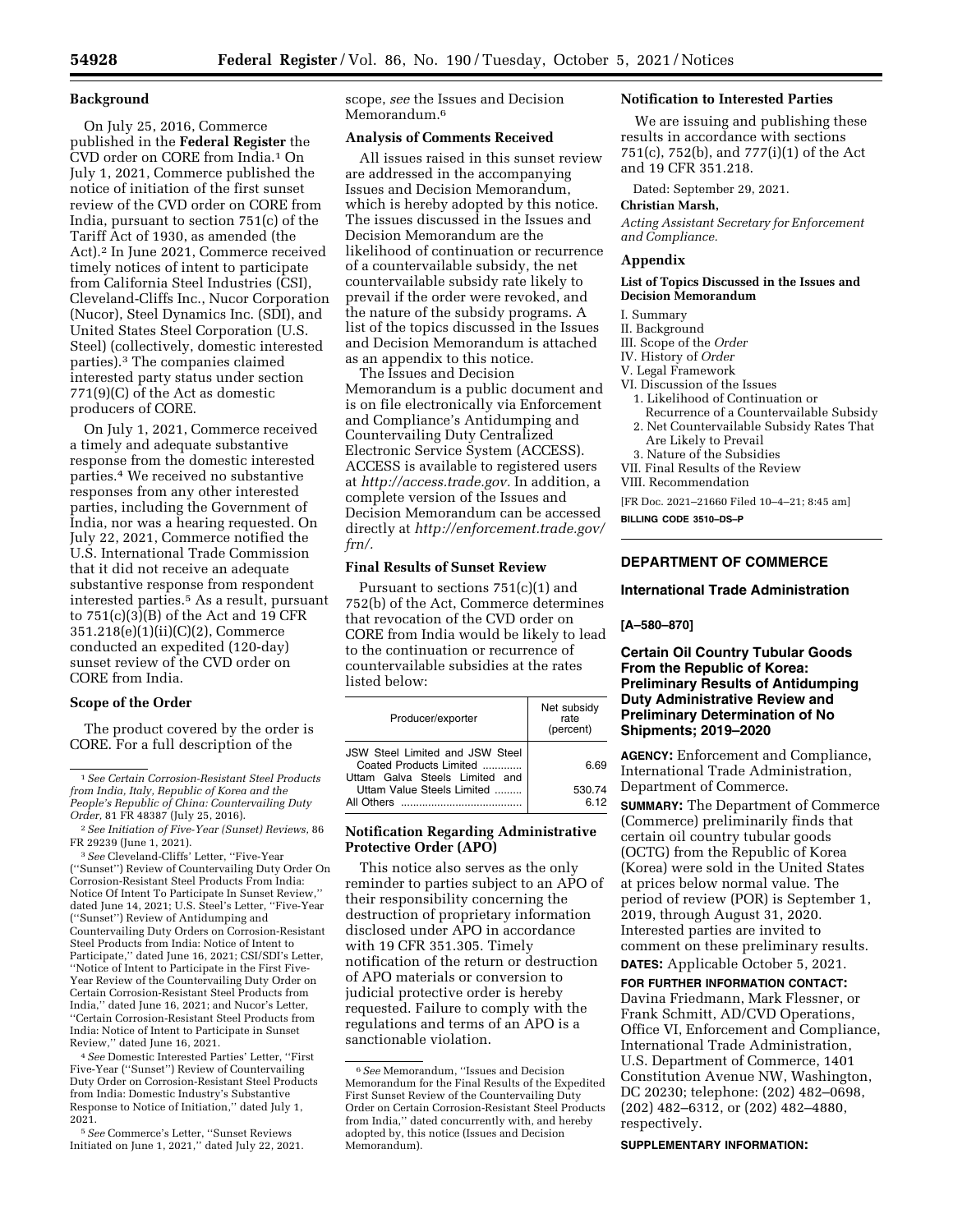## Background

On July 25, 2016, Commerce published in the **Federal Register** the CVD order on CORE from India.[1] On July 1, 2021, Commerce published the notice of initiation of the first sunset review of the CVD order on CORE from India, pursuant to section 751(c) of the Tariff Act of 1930, as amended (the Act).[2] In June 2021, Commerce received timely notices of intent to participate from California Steel Industries (CSI), Cleveland-Cliffs Inc., Nucor Corporation (Nucor), Steel Dynamics Inc. (SDI), and United States Steel Corporation (U.S. Steel) (collectively, domestic interested parties).[3] The companies claimed interested party status under section 771(9)(C) of the Act as domestic producers of CORE.

On July 1, 2021, Commerce received a timely and adequate substantive response from the domestic interested parties.[4] We received no substantive responses from any other interested parties, including the Government of India, nor was a hearing requested. On July 22, 2021, Commerce notified the U.S. International Trade Commission that it did not receive an adequate substantive response from respondent interested parties.[5] As a result, pursuant to 751(c)(3)(B) of the Act and 19 CFR 351.218(e)(1)(ii)(C)(2), Commerce conducted an expedited (120-day) sunset review of the CVD order on CORE from India.

## Scope of the Order

The product covered by the order is CORE. For a full description of the scope, *see* the Issues and Decision Memorandum.[6]

## Analysis of Comments Received

All issues raised in this sunset review are addressed in the accompanying Issues and Decision Memorandum, which is hereby adopted by this notice. The issues discussed in the Issues and Decision Memorandum are the likelihood of continuation or recurrence of a countervailable subsidy, the net countervailable subsidy rate likely to prevail if the order were revoked, and the nature of the subsidy programs. A list of the topics discussed in the Issues and Decision Memorandum is attached as an appendix to this notice.

The Issues and Decision Memorandum is a public document and is on file electronically via Enforcement and Compliance's Antidumping and Countervailing Duty Centralized Electronic Service System (ACCESS). ACCESS is available to registered users at *http://access.trade.gov*. In addition, a complete version of the Issues and Decision Memorandum can be accessed directly at *http://enforcement.trade.gov/frn/*.

## Final Results of Sunset Review

Pursuant to sections 751(c)(1) and 752(b) of the Act, Commerce determines that revocation of the CVD order on CORE from India would be likely to lead to the continuation or recurrence of countervailable subsidies at the rates listed below:

| Producer/exporter | Net subsidy rate (percent) |
|---|---|
| JSW Steel Limited and JSW Steel Coated Products Limited | 6.69 |
| Uttam Galva Steels Limited and Uttam Value Steels Limited | 530.74 |
| All Others | 6.12 |

## Notification Regarding Administrative Protective Order (APO)

This notice also serves as the only reminder to parties subject to an APO of their responsibility concerning the destruction of proprietary information disclosed under APO in accordance with 19 CFR 351.305. Timely notification of the return or destruction of APO materials or conversion to judicial protective order is hereby requested. Failure to comply with the regulations and terms of an APO is a sanctionable violation.

## Notification to Interested Parties

We are issuing and publishing these results in accordance with sections 751(c), 752(b), and 777(i)(1) of the Act and 19 CFR 351.218.

Dated: September 29, 2021.

**Christian Marsh,**

*Acting Assistant Secretary for Enforcement and Compliance.*

## Appendix

### List of Topics Discussed in the Issues and Decision Memorandum

I. Summary
II. Background
III. Scope of the *Order*
IV. History of *Order*
V. Legal Framework
VI. Discussion of the Issues
1. Likelihood of Continuation or Recurrence of a Countervailable Subsidy
2. Net Countervailable Subsidy Rates That Are Likely to Prevail
3. Nature of the Subsidies
VII. Final Results of the Review
VIII. Recommendation

[FR Doc. 2021–21660 Filed 10–4–21; 8:45 am]

**BILLING CODE 3510–DS–P**

---

[1] *See Certain Corrosion-Resistant Steel Products from India, Italy, Republic of Korea and the People's Republic of China: Countervailing Duty Order,* 81 FR 48387 (July 25, 2016).

[2] *See Initiation of Five-Year (Sunset) Reviews,* 86 FR 29239 (June 1, 2021).

[3] *See* Cleveland-Cliffs' Letter, ''Five-Year (''Sunset'') Review of Countervailing Duty Order On Corrosion-Resistant Steel Products From India: Notice Of Intent To Participate In Sunset Review,'' dated June 14, 2021; U.S. Steel's Letter, ''Five-Year (''Sunset'') Review of Antidumping and Countervailing Duty Orders on Corrosion-Resistant Steel Products from India: Notice of Intent to Participate,'' dated June 16, 2021; CSI/SDI's Letter, ''Notice of Intent to Participate in the First Five-Year Review of the Countervailing Duty Order on Certain Corrosion-Resistant Steel Products from India,'' dated June 16, 2021; and Nucor's Letter, ''Certain Corrosion-Resistant Steel Products from India: Notice of Intent to Participate in Sunset Review,'' dated June 16, 2021.

[4] *See* Domestic Interested Parties' Letter, ''First Five-Year (''Sunset'') Review of Countervailing Duty Order on Corrosion-Resistant Steel Products from India: Domestic Industry's Substantive Response to Notice of Initiation,'' dated July 1, 2021.

[5] *See* Commerce's Letter, ''Sunset Reviews Initiated on June 1, 2021,'' dated July 22, 2021.

[6] *See* Memorandum, ''Issues and Decision Memorandum for the Final Results of the Expedited First Sunset Review of the Countervailing Duty Order on Certain Corrosion-Resistant Steel Products from India,'' dated concurrently with, and hereby adopted by, this notice (Issues and Decision Memorandum).

---

# DEPARTMENT OF COMMERCE

## International Trade Administration

**[A–580–870]**

## Certain Oil Country Tubular Goods From the Republic of Korea: Preliminary Results of Antidumping Duty Administrative Review and Preliminary Determination of No Shipments; 2019–2020

**AGENCY:** Enforcement and Compliance, International Trade Administration, Department of Commerce.

**SUMMARY:** The Department of Commerce (Commerce) preliminarily finds that certain oil country tubular goods (OCTG) from the Republic of Korea (Korea) were sold in the United States at prices below normal value. The period of review (POR) is September 1, 2019, through August 31, 2020. Interested parties are invited to comment on these preliminary results.

**DATES:** Applicable October 5, 2021.

**FOR FURTHER INFORMATION CONTACT:** Davina Friedmann, Mark Flessner, or Frank Schmitt, AD/CVD Operations, Office VI, Enforcement and Compliance, International Trade Administration, U.S. Department of Commerce, 1401 Constitution Avenue NW, Washington, DC 20230; telephone: (202) 482–0698, (202) 482–6312, or (202) 482–4880, respectively.

**SUPPLEMENTARY INFORMATION:**